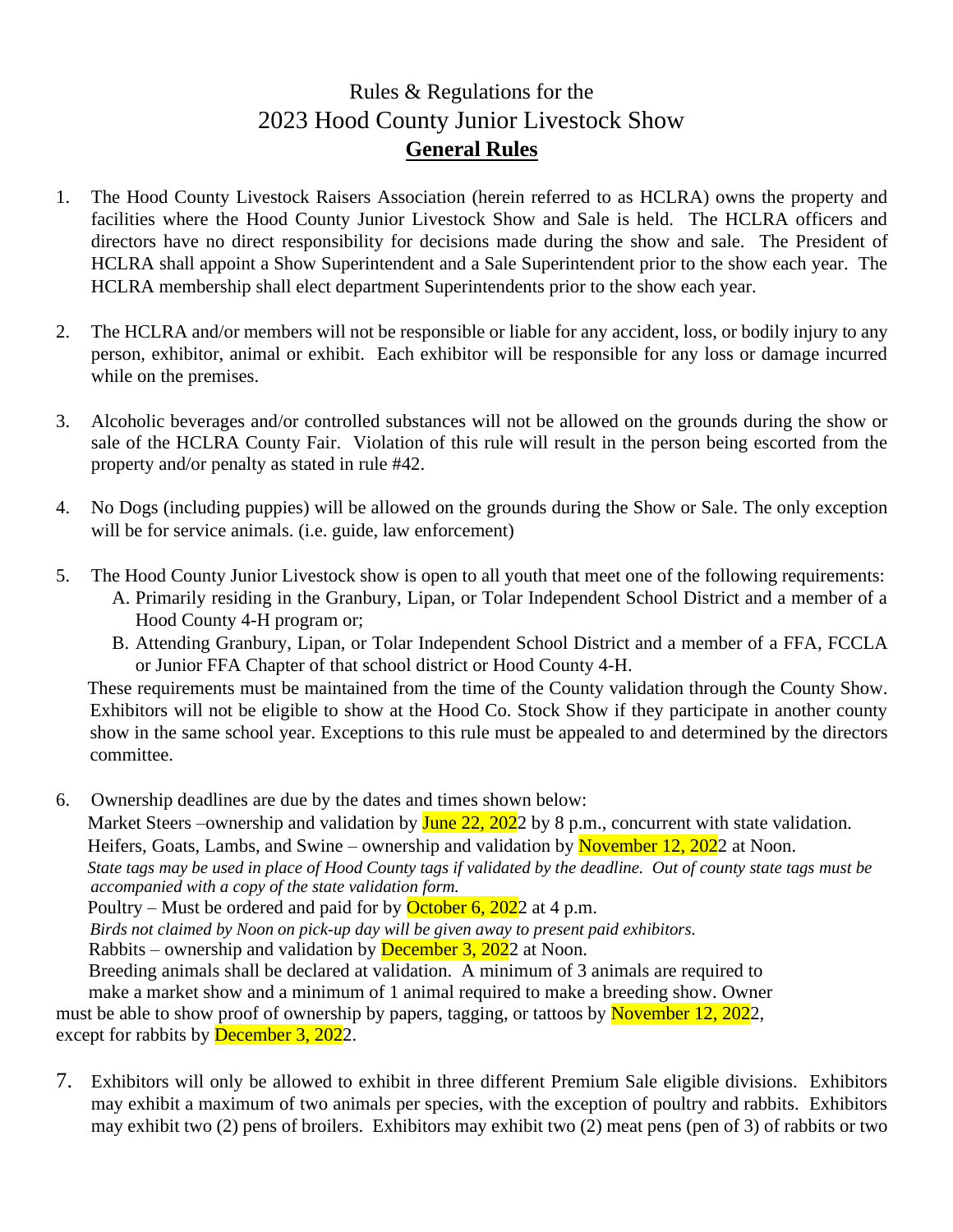Rules & Regulations for the

2023 Hood County Junior Livestock Show

# **General Rules**

1. The Hood County Livestock Raisers Association (herein referred to as HCLRA) owns the property and facilities where the Hood County Junior Livestock Show and Sale is held. The HCLRA officers and directors have no direct responsibility for decisions made during the show and sale. The President of HCLRA shall appoint a Show Superintendent and a Sale Superintendent prior to the show each year. The HCLRA membership shall elect department Superintendents prior to the show each year.

2. The HCLRA and/or members will not be responsible or liable for any accident, loss, or bodily injury to any person, exhibitor, animal or exhibit. Each exhibitor will be responsible for any loss or damage incurred while on the premises.

3. Alcoholic beverages and/or controlled substances will not be allowed on the grounds during the show or sale of the HCLRA County Fair. Violation of this rule will result in the person being escorted from the property and/or penalty as stated in rule #42.

4. No Dogs (including puppies) will be allowed on the grounds during the Show or Sale. The only exception will be for service animals. (i.e. guide, law enforcement)

5. The Hood County Junior Livestock show is open to all youth that meet one of the following requirements:
   A. Primarily residing in the Granbury, Lipan, or Tolar Independent School District and a member of a Hood County 4-H program or;
   B. Attending Granbury, Lipan, or Tolar Independent School District and a member of a FFA, FCCLA or Junior FFA Chapter of that school district or Hood County 4-H.

   These requirements must be maintained from the time of the County validation through the County Show. Exhibitors will not be eligible to show at the Hood Co. Stock Show if they participate in another county show in the same school year. Exceptions to this rule must be appealed to and determined by the directors committee.

6. Ownership deadlines are due by the dates and times shown below:

   Market Steers –ownership and validation by June 22, 2022 by 8 p.m., concurrent with state validation.

   Heifers, Goats, Lambs, and Swine – ownership and validation by November 12, 2022 at Noon.

   *State tags may be used in place of Hood County tags if validated by the deadline. Out of county state tags must be accompanied with a copy of the state validation form.*

   Poultry – Must be ordered and paid for by October 6, 2022 at 4 p.m.

   *Birds not claimed by Noon on pick-up day will be given away to present paid exhibitors.*

   Rabbits – ownership and validation by December 3, 2022 at Noon.

   Breeding animals shall be declared at validation. A minimum of 3 animals are required to make a market show and a minimum of 1 animal required to make a breeding show. Owner must be able to show proof of ownership by papers, tagging, or tattoos by November 12, 2022, except for rabbits by December 3, 2022.

7. Exhibitors will only be allowed to exhibit in three different Premium Sale eligible divisions. Exhibitors may exhibit a maximum of two animals per species, with the exception of poultry and rabbits. Exhibitors may exhibit two (2) pens of broilers. Exhibitors may exhibit two (2) meat pens (pen of 3) of rabbits or two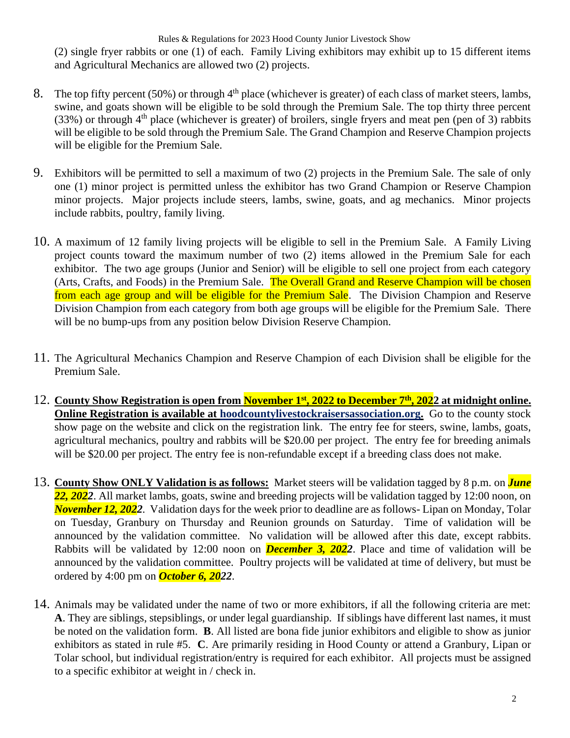(2) single fryer rabbits or one (1) of each. Family Living exhibitors may exhibit up to 15 different items and Agricultural Mechanics are allowed two (2) projects.

8. The top fifty percent (50%) or through 4th place (whichever is greater) of each class of market steers, lambs, swine, and goats shown will be eligible to be sold through the Premium Sale. The top thirty three percent (33%) or through 4th place (whichever is greater) of broilers, single fryers and meat pen (pen of 3) rabbits will be eligible to be sold through the Premium Sale. The Grand Champion and Reserve Champion projects will be eligible for the Premium Sale.

9. Exhibitors will be permitted to sell a maximum of two (2) projects in the Premium Sale. The sale of only one (1) minor project is permitted unless the exhibitor has two Grand Champion or Reserve Champion minor projects. Major projects include steers, lambs, swine, goats, and ag mechanics. Minor projects include rabbits, poultry, family living.

10. A maximum of 12 family living projects will be eligible to sell in the Premium Sale. A Family Living project counts toward the maximum number of two (2) items allowed in the Premium Sale for each exhibitor. The two age groups (Junior and Senior) will be eligible to sell one project from each category (Arts, Crafts, and Foods) in the Premium Sale. The Overall Grand and Reserve Champion will be chosen from each age group and will be eligible for the Premium Sale. The Division Champion and Reserve Division Champion from each category from both age groups will be eligible for the Premium Sale. There will be no bump-ups from any position below Division Reserve Champion.

11. The Agricultural Mechanics Champion and Reserve Champion of each Division shall be eligible for the Premium Sale.

12. **County Show Registration is open from November 1st, 2022 to December 7th, 2022 at midnight online. Online Registration is available at hoodcountylivestockraisersassociation.org.** Go to the county stock show page on the website and click on the registration link. The entry fee for steers, swine, lambs, goats, agricultural mechanics, poultry and rabbits will be $20.00 per project. The entry fee for breeding animals will be $20.00 per project. The entry fee is non-refundable except if a breeding class does not make.

13. **County Show ONLY Validation is as follows:** Market steers will be validation tagged by 8 p.m. on ***June 22, 2022***. All market lambs, goats, swine and breeding projects will be validation tagged by 12:00 noon, on ***November 12, 2022***. Validation days for the week prior to deadline are as follows- Lipan on Monday, Tolar on Tuesday, Granbury on Thursday and Reunion grounds on Saturday. Time of validation will be announced by the validation committee. No validation will be allowed after this date, except rabbits. Rabbits will be validated by 12:00 noon on ***December 3, 2022***. Place and time of validation will be announced by the validation committee. Poultry projects will be validated at time of delivery, but must be ordered by 4:00 pm on ***October 6, 2022***.

14. Animals may be validated under the name of two or more exhibitors, if all the following criteria are met: **A**. They are siblings, stepsiblings, or under legal guardianship. If siblings have different last names, it must be noted on the validation form. **B**. All listed are bona fide junior exhibitors and eligible to show as junior exhibitors as stated in rule #5. **C**. Are primarily residing in Hood County or attend a Granbury, Lipan or Tolar school, but individual registration/entry is required for each exhibitor. All projects must be assigned to a specific exhibitor at weight in / check in.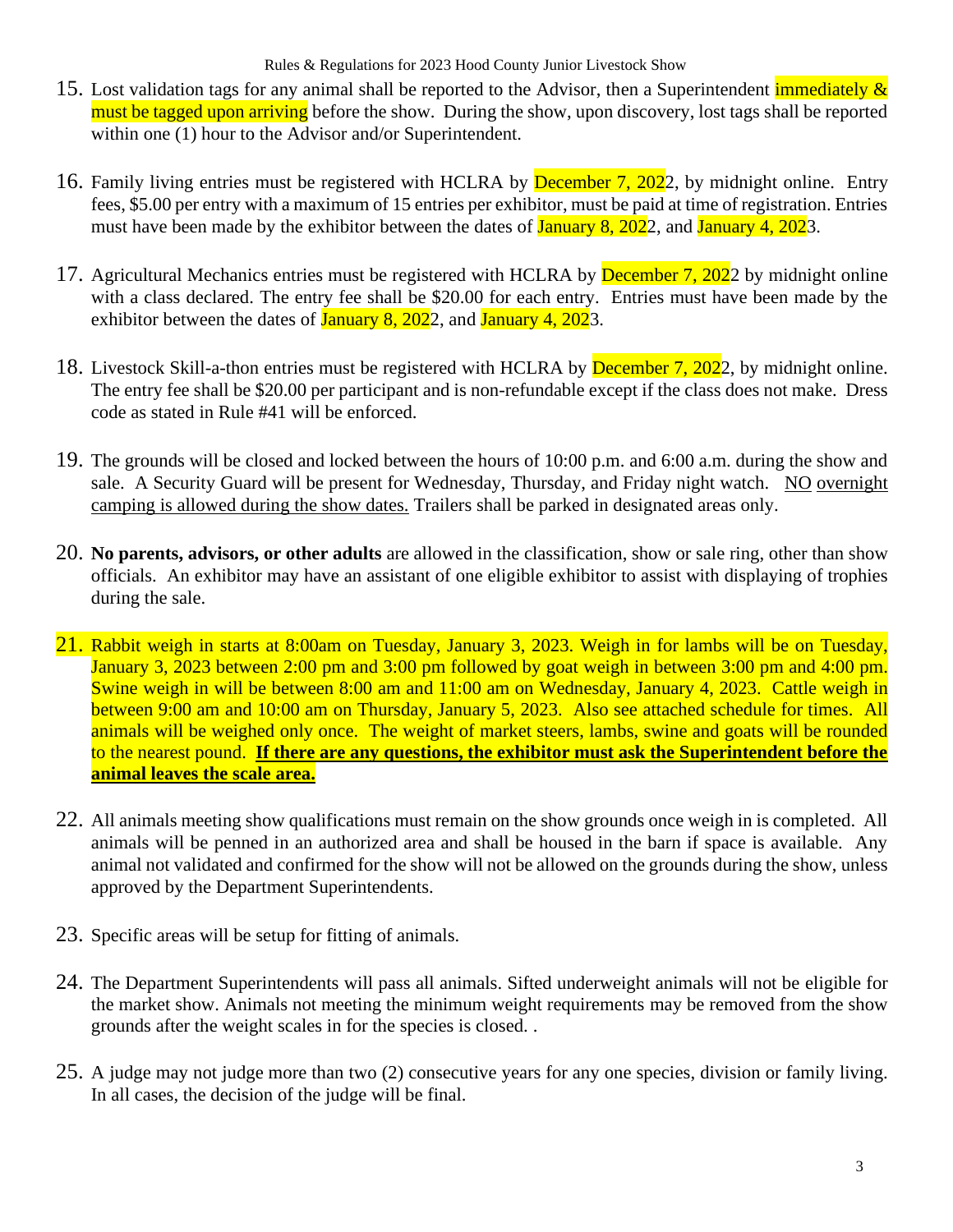15. Lost validation tags for any animal shall be reported to the Advisor, then a Superintendent immediately & must be tagged upon arriving before the show. During the show, upon discovery, lost tags shall be reported within one (1) hour to the Advisor and/or Superintendent.

16. Family living entries must be registered with HCLRA by December 7, 2022, by midnight online. Entry fees, $5.00 per entry with a maximum of 15 entries per exhibitor, must be paid at time of registration. Entries must have been made by the exhibitor between the dates of January 8, 2022, and January 4, 2023.

17. Agricultural Mechanics entries must be registered with HCLRA by December 7, 2022 by midnight online with a class declared. The entry fee shall be $20.00 for each entry. Entries must have been made by the exhibitor between the dates of January 8, 2022, and January 4, 2023.

18. Livestock Skill-a-thon entries must be registered with HCLRA by December 7, 2022, by midnight online. The entry fee shall be $20.00 per participant and is non-refundable except if the class does not make. Dress code as stated in Rule #41 will be enforced.

19. The grounds will be closed and locked between the hours of 10:00 p.m. and 6:00 a.m. during the show and sale. A Security Guard will be present for Wednesday, Thursday, and Friday night watch. NO overnight camping is allowed during the show dates. Trailers shall be parked in designated areas only.

20. **No parents, advisors, or other adults** are allowed in the classification, show or sale ring, other than show officials. An exhibitor may have an assistant of one eligible exhibitor to assist with displaying of trophies during the sale.

21. Rabbit weigh in starts at 8:00am on Tuesday, January 3, 2023. Weigh in for lambs will be on Tuesday, January 3, 2023 between 2:00 pm and 3:00 pm followed by goat weigh in between 3:00 pm and 4:00 pm. Swine weigh in will be between 8:00 am and 11:00 am on Wednesday, January 4, 2023. Cattle weigh in between 9:00 am and 10:00 am on Thursday, January 5, 2023. Also see attached schedule for times. All animals will be weighed only once. The weight of market steers, lambs, swine and goats will be rounded to the nearest pound. **If there are any questions, the exhibitor must ask the Superintendent before the animal leaves the scale area.**

22. All animals meeting show qualifications must remain on the show grounds once weigh in is completed. All animals will be penned in an authorized area and shall be housed in the barn if space is available. Any animal not validated and confirmed for the show will not be allowed on the grounds during the show, unless approved by the Department Superintendents.

23. Specific areas will be setup for fitting of animals.

24. The Department Superintendents will pass all animals. Sifted underweight animals will not be eligible for the market show. Animals not meeting the minimum weight requirements may be removed from the show grounds after the weight scales in for the species is closed. .

25. A judge may not judge more than two (2) consecutive years for any one species, division or family living. In all cases, the decision of the judge will be final.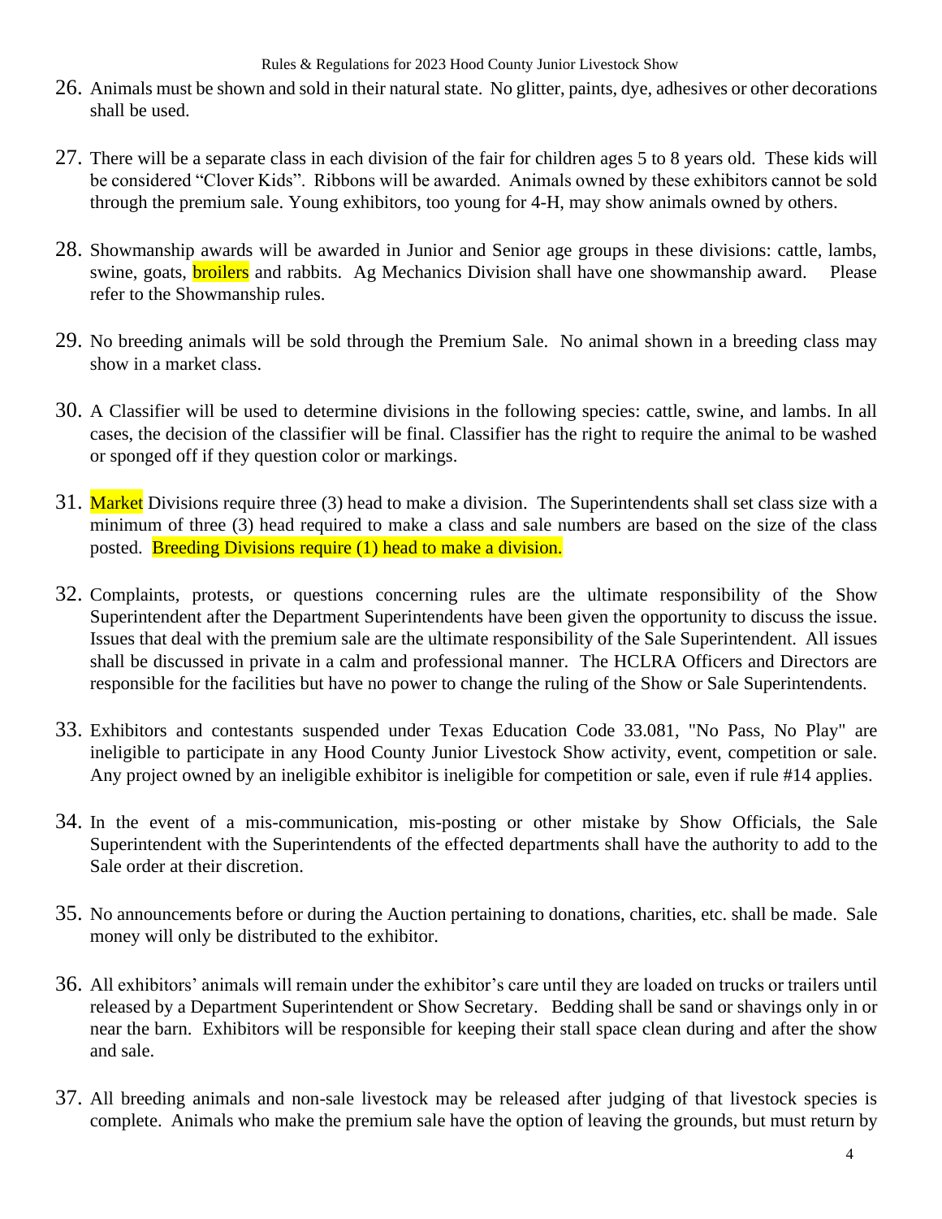26. Animals must be shown and sold in their natural state. No glitter, paints, dye, adhesives or other decorations shall be used.

27. There will be a separate class in each division of the fair for children ages 5 to 8 years old. These kids will be considered "Clover Kids". Ribbons will be awarded. Animals owned by these exhibitors cannot be sold through the premium sale. Young exhibitors, too young for 4-H, may show animals owned by others.

28. Showmanship awards will be awarded in Junior and Senior age groups in these divisions: cattle, lambs, swine, goats, broilers and rabbits. Ag Mechanics Division shall have one showmanship award. Please refer to the Showmanship rules.

29. No breeding animals will be sold through the Premium Sale. No animal shown in a breeding class may show in a market class.

30. A Classifier will be used to determine divisions in the following species: cattle, swine, and lambs. In all cases, the decision of the classifier will be final. Classifier has the right to require the animal to be washed or sponged off if they question color or markings.

31. Market Divisions require three (3) head to make a division. The Superintendents shall set class size with a minimum of three (3) head required to make a class and sale numbers are based on the size of the class posted. Breeding Divisions require (1) head to make a division.

32. Complaints, protests, or questions concerning rules are the ultimate responsibility of the Show Superintendent after the Department Superintendents have been given the opportunity to discuss the issue. Issues that deal with the premium sale are the ultimate responsibility of the Sale Superintendent. All issues shall be discussed in private in a calm and professional manner. The HCLRA Officers and Directors are responsible for the facilities but have no power to change the ruling of the Show or Sale Superintendents.

33. Exhibitors and contestants suspended under Texas Education Code 33.081, "No Pass, No Play" are ineligible to participate in any Hood County Junior Livestock Show activity, event, competition or sale. Any project owned by an ineligible exhibitor is ineligible for competition or sale, even if rule #14 applies.

34. In the event of a mis-communication, mis-posting or other mistake by Show Officials, the Sale Superintendent with the Superintendents of the effected departments shall have the authority to add to the Sale order at their discretion.

35. No announcements before or during the Auction pertaining to donations, charities, etc. shall be made. Sale money will only be distributed to the exhibitor.

36. All exhibitors' animals will remain under the exhibitor's care until they are loaded on trucks or trailers until released by a Department Superintendent or Show Secretary. Bedding shall be sand or shavings only in or near the barn. Exhibitors will be responsible for keeping their stall space clean during and after the show and sale.

37. All breeding animals and non-sale livestock may be released after judging of that livestock species is complete. Animals who make the premium sale have the option of leaving the grounds, but must return by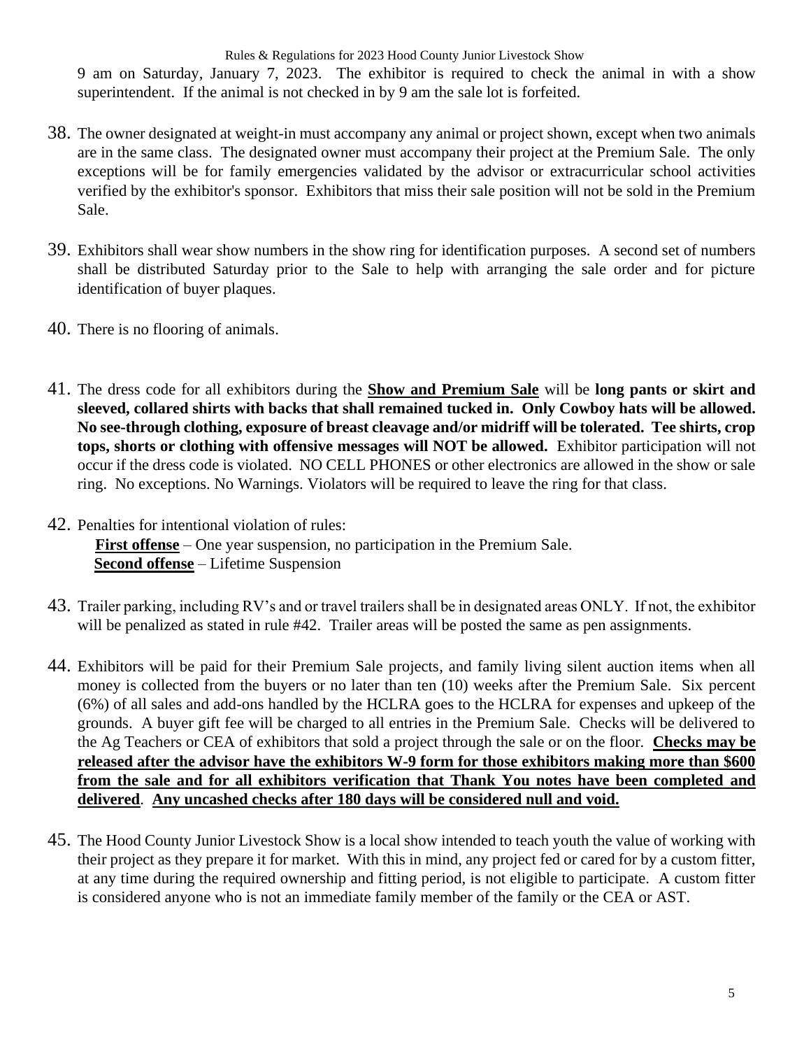9 am on Saturday, January 7, 2023. The exhibitor is required to check the animal in with a show superintendent. If the animal is not checked in by 9 am the sale lot is forfeited.

38. The owner designated at weight-in must accompany any animal or project shown, except when two animals are in the same class. The designated owner must accompany their project at the Premium Sale. The only exceptions will be for family emergencies validated by the advisor or extracurricular school activities verified by the exhibitor's sponsor. Exhibitors that miss their sale position will not be sold in the Premium Sale.

39. Exhibitors shall wear show numbers in the show ring for identification purposes. A second set of numbers shall be distributed Saturday prior to the Sale to help with arranging the sale order and for picture identification of buyer plaques.

40. There is no flooring of animals.

41. The dress code for all exhibitors during the **<u>Show and Premium Sale</u>** will be **long pants or skirt and sleeved, collared shirts with backs that shall remained tucked in. Only Cowboy hats will be allowed. No see-through clothing, exposure of breast cleavage and/or midriff will be tolerated. Tee shirts, crop tops, shorts or clothing with offensive messages will NOT be allowed.** Exhibitor participation will not occur if the dress code is violated. NO CELL PHONES or other electronics are allowed in the show or sale ring. No exceptions. No Warnings. Violators will be required to leave the ring for that class.

42. Penalties for intentional violation of rules:
    **<u>First offense</u>** – One year suspension, no participation in the Premium Sale.
    **<u>Second offense</u>** – Lifetime Suspension

43. Trailer parking, including RV's and or travel trailers shall be in designated areas ONLY. If not, the exhibitor will be penalized as stated in rule #42. Trailer areas will be posted the same as pen assignments.

44. Exhibitors will be paid for their Premium Sale projects, and family living silent auction items when all money is collected from the buyers or no later than ten (10) weeks after the Premium Sale. Six percent (6%) of all sales and add-ons handled by the HCLRA goes to the HCLRA for expenses and upkeep of the grounds. A buyer gift fee will be charged to all entries in the Premium Sale. Checks will be delivered to the Ag Teachers or CEA of exhibitors that sold a project through the sale or on the floor. **<u>Checks may be released after the advisor have the exhibitors W-9 form for those exhibitors making more than $600 from the sale and for all exhibitors verification that Thank You notes have been completed and delivered</u>**. **<u>Any uncashed checks after 180 days will be considered null and void.</u>**

45. The Hood County Junior Livestock Show is a local show intended to teach youth the value of working with their project as they prepare it for market. With this in mind, any project fed or cared for by a custom fitter, at any time during the required ownership and fitting period, is not eligible to participate. A custom fitter is considered anyone who is not an immediate family member of the family or the CEA or AST.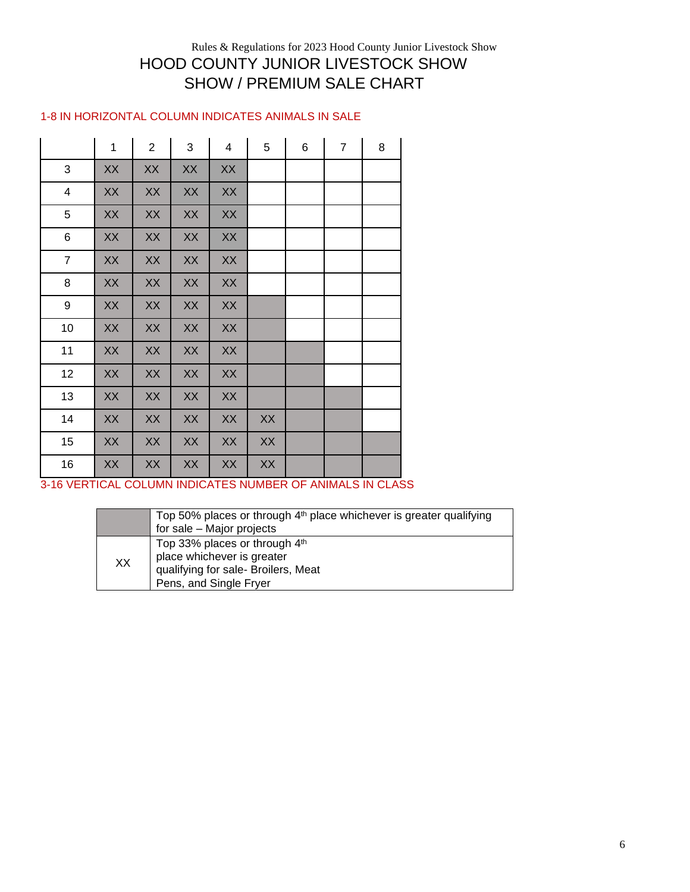# HOOD COUNTY JUNIOR LIVESTOCK SHOW

## SHOW / PREMIUM SALE CHART

1-8 IN HORIZONTAL COLUMN INDICATES ANIMALS IN SALE

| | 1 | 2 | 3 | 4 | 5 | 6 | 7 | 8 |
|---|---|---|---|---|---|---|---|---|
| 3 | XX | XX | XX | XX | | | | |
| 4 | XX | XX | XX | XX | | | | |
| 5 | XX | XX | XX | XX | | | | |
| 6 | XX | XX | XX | XX | | | | |
| 7 | XX | XX | XX | XX | | | | |
| 8 | XX | XX | XX | XX | | | | |
| 9 | XX | XX | XX | XX | | | | |
| 10 | XX | XX | XX | XX | | | | |
| 11 | XX | XX | XX | XX | | | | |
| 12 | XX | XX | XX | XX | | | | |
| 13 | XX | XX | XX | XX | | | | |
| 14 | XX | XX | XX | XX | XX | | | |
| 15 | XX | XX | XX | XX | XX | | | |
| 16 | XX | XX | XX | XX | XX | | | |

3-16 VERTICAL COLUMN INDICATES NUMBER OF ANIMALS IN CLASS

| | |
|---|---|
| | Top 50% places or through 4th place whichever is greater qualifying for sale – Major projects |
| XX | Top 33% places or through 4th place whichever is greater qualifying for sale- Broilers, Meat Pens, and Single Fryer |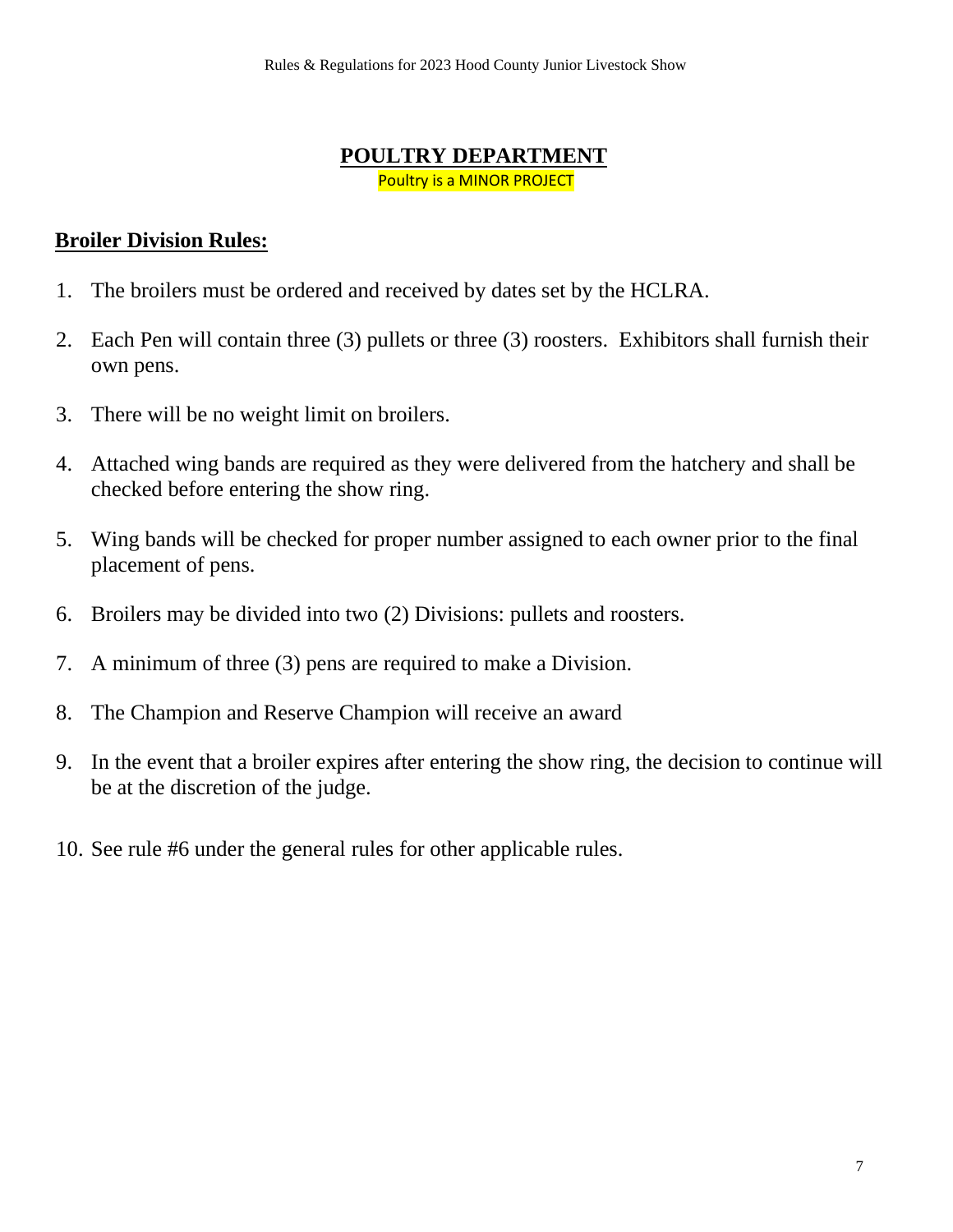# POULTRY DEPARTMENT

Poultry is a MINOR PROJECT

## Broiler Division Rules:

1. The broilers must be ordered and received by dates set by the HCLRA.
2. Each Pen will contain three (3) pullets or three (3) roosters. Exhibitors shall furnish their own pens.
3. There will be no weight limit on broilers.
4. Attached wing bands are required as they were delivered from the hatchery and shall be checked before entering the show ring.
5. Wing bands will be checked for proper number assigned to each owner prior to the final placement of pens.
6. Broilers may be divided into two (2) Divisions: pullets and roosters.
7. A minimum of three (3) pens are required to make a Division.
8. The Champion and Reserve Champion will receive an award
9. In the event that a broiler expires after entering the show ring, the decision to continue will be at the discretion of the judge.
10. See rule #6 under the general rules for other applicable rules.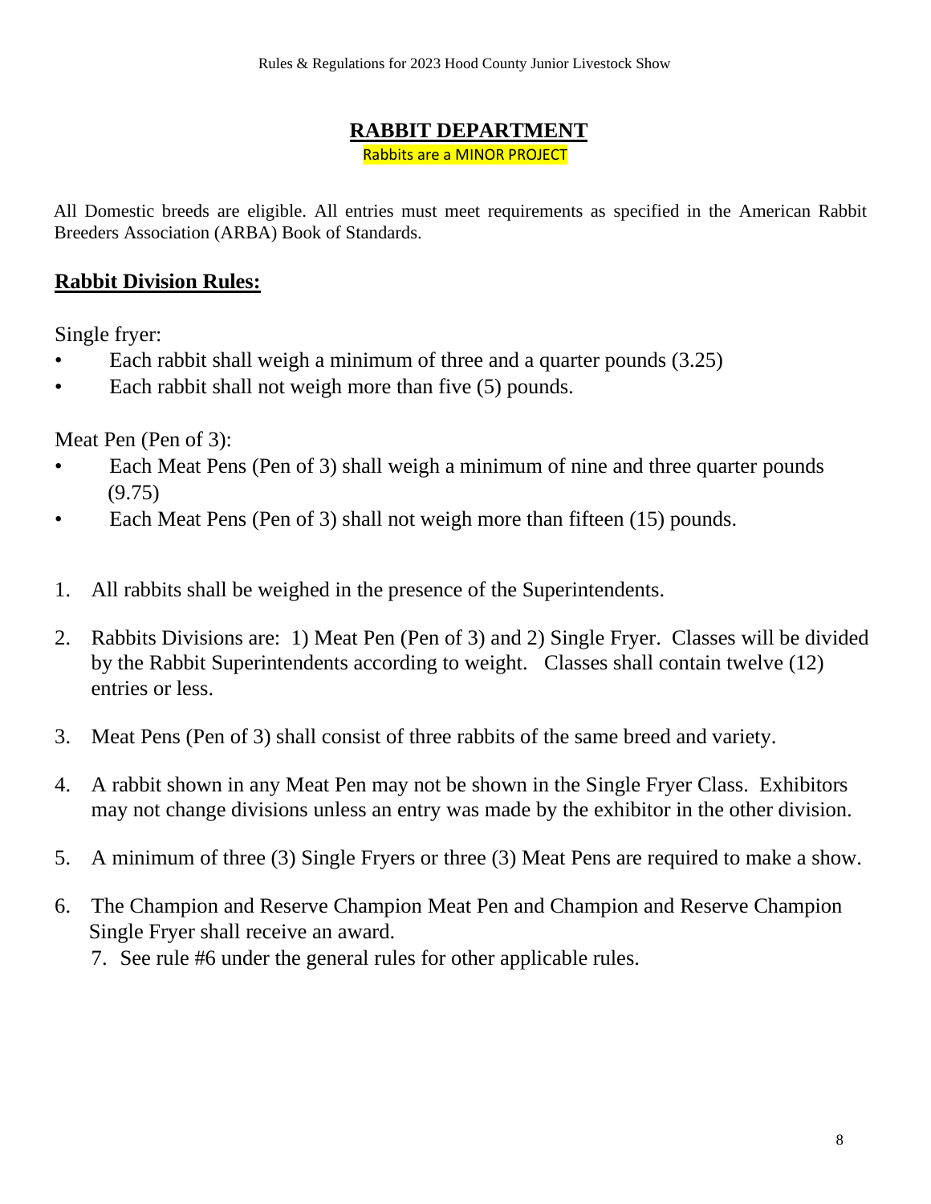# RABBIT DEPARTMENT

Rabbits are a MINOR PROJECT

All Domestic breeds are eligible. All entries must meet requirements as specified in the American Rabbit Breeders Association (ARBA) Book of Standards.

## Rabbit Division Rules:

Single fryer:

- Each rabbit shall weigh a minimum of three and a quarter pounds (3.25)
- Each rabbit shall not weigh more than five (5) pounds.

Meat Pen (Pen of 3):

- Each Meat Pens (Pen of 3) shall weigh a minimum of nine and three quarter pounds (9.75)
- Each Meat Pens (Pen of 3) shall not weigh more than fifteen (15) pounds.

1. All rabbits shall be weighed in the presence of the Superintendents.
2. Rabbits Divisions are: 1) Meat Pen (Pen of 3) and 2) Single Fryer. Classes will be divided by the Rabbit Superintendents according to weight. Classes shall contain twelve (12) entries or less.
3. Meat Pens (Pen of 3) shall consist of three rabbits of the same breed and variety.
4. A rabbit shown in any Meat Pen may not be shown in the Single Fryer Class. Exhibitors may not change divisions unless an entry was made by the exhibitor in the other division.
5. A minimum of three (3) Single Fryers or three (3) Meat Pens are required to make a show.
6. The Champion and Reserve Champion Meat Pen and Champion and Reserve Champion Single Fryer shall receive an award.
7. See rule #6 under the general rules for other applicable rules.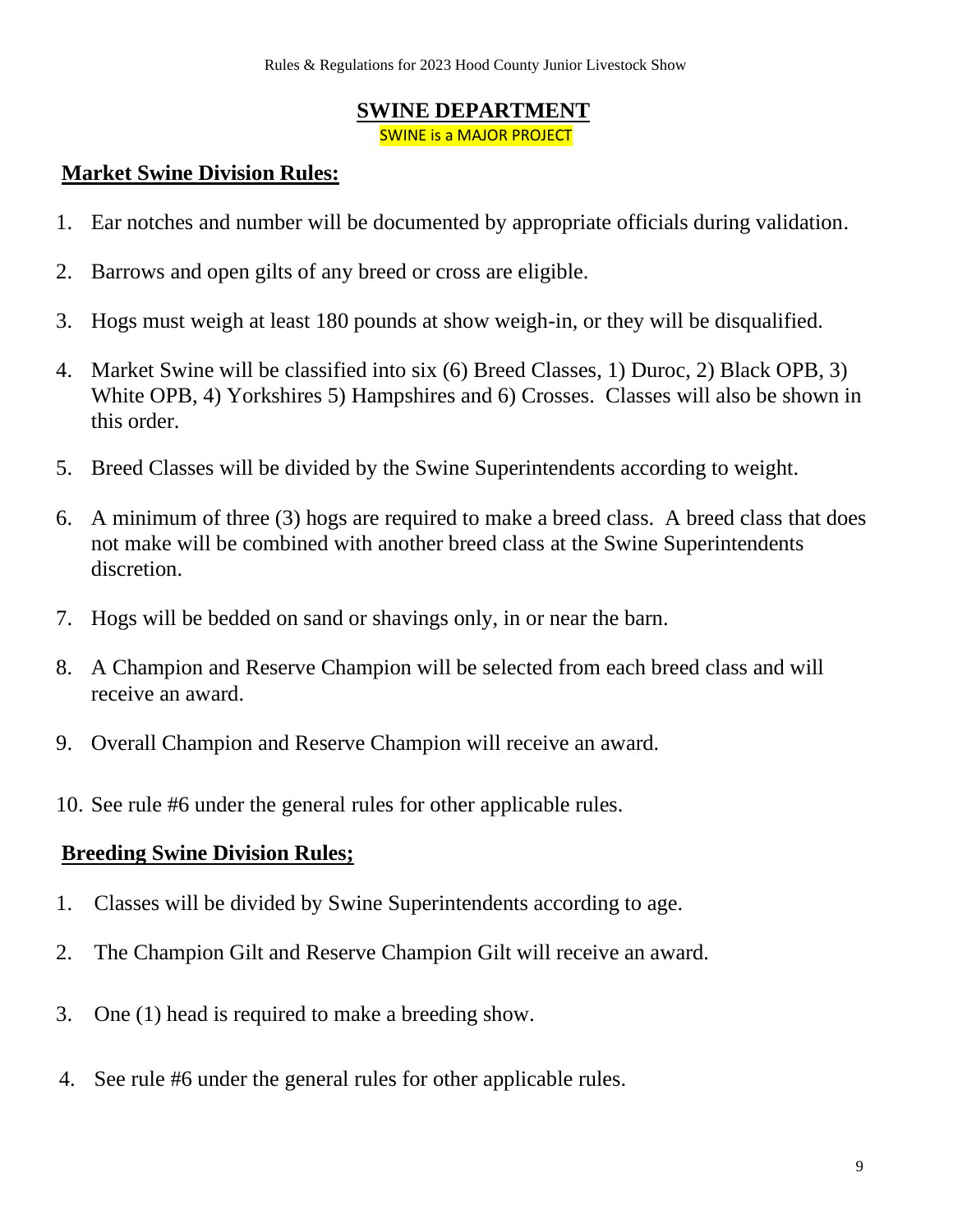## SWINE DEPARTMENT

SWINE is a MAJOR PROJECT

### Market Swine Division Rules:

1. Ear notches and number will be documented by appropriate officials during validation.
2. Barrows and open gilts of any breed or cross are eligible.
3. Hogs must weigh at least 180 pounds at show weigh-in, or they will be disqualified.
4. Market Swine will be classified into six (6) Breed Classes, 1) Duroc, 2) Black OPB, 3) White OPB, 4) Yorkshires 5) Hampshires and 6) Crosses. Classes will also be shown in this order.
5. Breed Classes will be divided by the Swine Superintendents according to weight.
6. A minimum of three (3) hogs are required to make a breed class. A breed class that does not make will be combined with another breed class at the Swine Superintendents discretion.
7. Hogs will be bedded on sand or shavings only, in or near the barn.
8. A Champion and Reserve Champion will be selected from each breed class and will receive an award.
9. Overall Champion and Reserve Champion will receive an award.
10. See rule #6 under the general rules for other applicable rules.

### Breeding Swine Division Rules;

1. Classes will be divided by Swine Superintendents according to age.
2. The Champion Gilt and Reserve Champion Gilt will receive an award.
3. One (1) head is required to make a breeding show.
4. See rule #6 under the general rules for other applicable rules.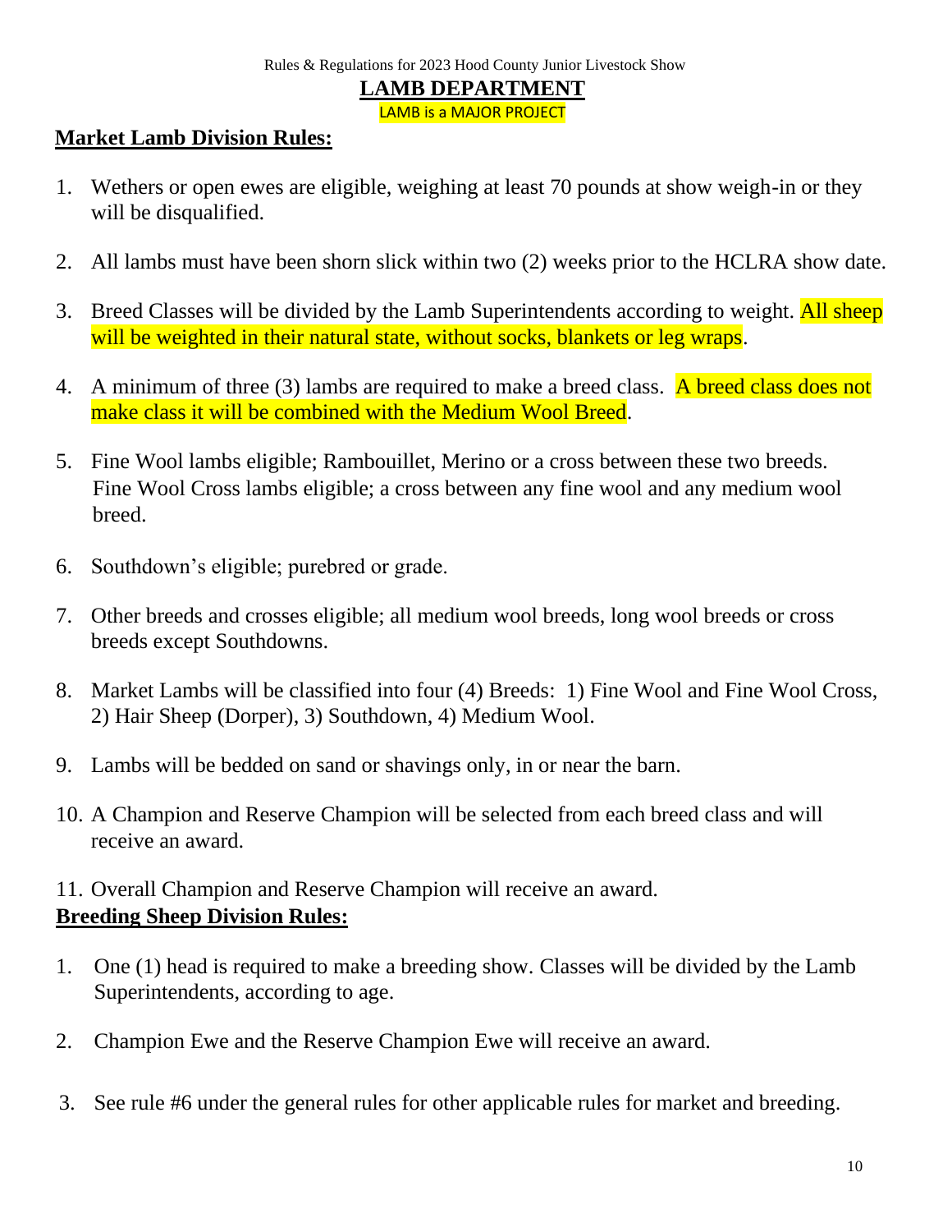Rules & Regulations for 2023 Hood County Junior Livestock Show

# LAMB DEPARTMENT

LAMB is a MAJOR PROJECT

## Market Lamb Division Rules:

1. Wethers or open ewes are eligible, weighing at least 70 pounds at show weigh-in or they will be disqualified.
2. All lambs must have been shorn slick within two (2) weeks prior to the HCLRA show date.
3. Breed Classes will be divided by the Lamb Superintendents according to weight. All sheep will be weighted in their natural state, without socks, blankets or leg wraps.
4. A minimum of three (3) lambs are required to make a breed class. A breed class does not make class it will be combined with the Medium Wool Breed.
5. Fine Wool lambs eligible; Rambouillet, Merino or a cross between these two breeds. Fine Wool Cross lambs eligible; a cross between any fine wool and any medium wool breed.
6. Southdown's eligible; purebred or grade.
7. Other breeds and crosses eligible; all medium wool breeds, long wool breeds or cross breeds except Southdowns.
8. Market Lambs will be classified into four (4) Breeds: 1) Fine Wool and Fine Wool Cross, 2) Hair Sheep (Dorper), 3) Southdown, 4) Medium Wool.
9. Lambs will be bedded on sand or shavings only, in or near the barn.
10. A Champion and Reserve Champion will be selected from each breed class and will receive an award.
11. Overall Champion and Reserve Champion will receive an award.

## Breeding Sheep Division Rules:

1. One (1) head is required to make a breeding show. Classes will be divided by the Lamb Superintendents, according to age.
2. Champion Ewe and the Reserve Champion Ewe will receive an award.
3. See rule #6 under the general rules for other applicable rules for market and breeding.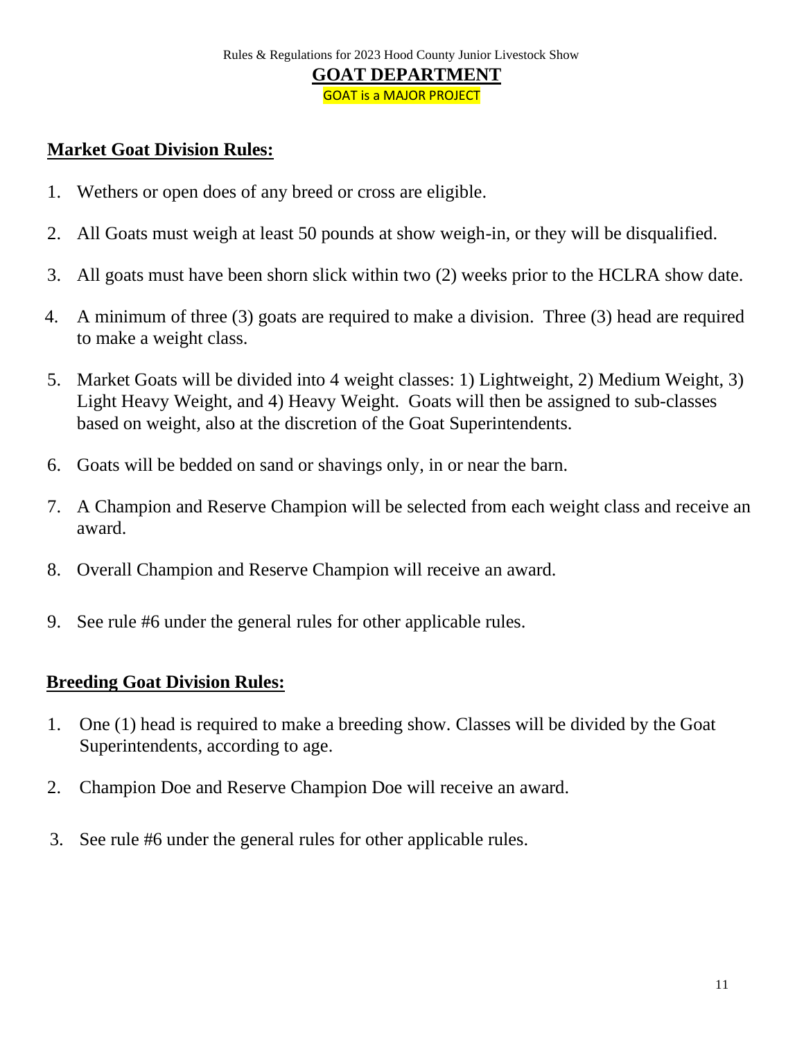# GOAT DEPARTMENT

GOAT is a MAJOR PROJECT

## Market Goat Division Rules:

1. Wethers or open does of any breed or cross are eligible.
2. All Goats must weigh at least 50 pounds at show weigh-in, or they will be disqualified.
3. All goats must have been shorn slick within two (2) weeks prior to the HCLRA show date.
4. A minimum of three (3) goats are required to make a division. Three (3) head are required to make a weight class.
5. Market Goats will be divided into 4 weight classes: 1) Lightweight, 2) Medium Weight, 3) Light Heavy Weight, and 4) Heavy Weight. Goats will then be assigned to sub-classes based on weight, also at the discretion of the Goat Superintendents.
6. Goats will be bedded on sand or shavings only, in or near the barn.
7. A Champion and Reserve Champion will be selected from each weight class and receive an award.
8. Overall Champion and Reserve Champion will receive an award.
9. See rule #6 under the general rules for other applicable rules.

## Breeding Goat Division Rules:

1. One (1) head is required to make a breeding show. Classes will be divided by the Goat Superintendents, according to age.
2. Champion Doe and Reserve Champion Doe will receive an award.
3. See rule #6 under the general rules for other applicable rules.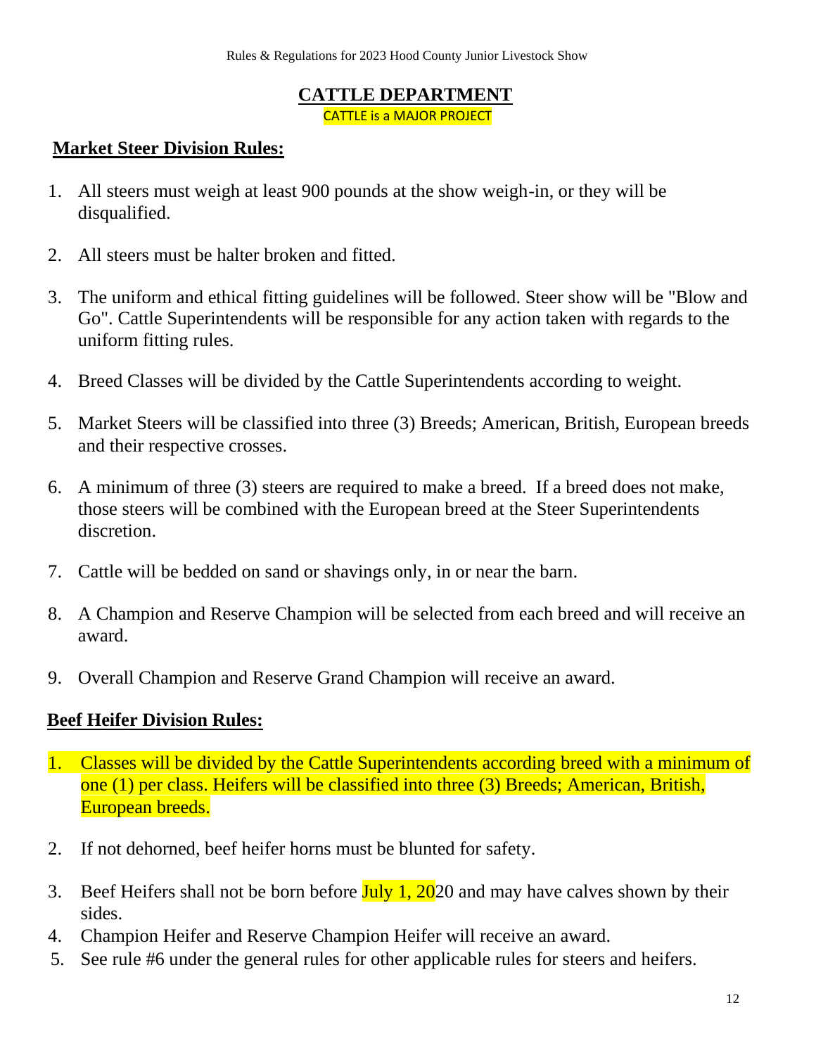# CATTLE DEPARTMENT

CATTLE is a MAJOR PROJECT

## Market Steer Division Rules:

1. All steers must weigh at least 900 pounds at the show weigh-in, or they will be disqualified.
2. All steers must be halter broken and fitted.
3. The uniform and ethical fitting guidelines will be followed. Steer show will be "Blow and Go". Cattle Superintendents will be responsible for any action taken with regards to the uniform fitting rules.
4. Breed Classes will be divided by the Cattle Superintendents according to weight.
5. Market Steers will be classified into three (3) Breeds; American, British, European breeds and their respective crosses.
6. A minimum of three (3) steers are required to make a breed. If a breed does not make, those steers will be combined with the European breed at the Steer Superintendents discretion.
7. Cattle will be bedded on sand or shavings only, in or near the barn.
8. A Champion and Reserve Champion will be selected from each breed and will receive an award.
9. Overall Champion and Reserve Grand Champion will receive an award.

## Beef Heifer Division Rules:

1. Classes will be divided by the Cattle Superintendents according breed with a minimum of one (1) per class. Heifers will be classified into three (3) Breeds; American, British, European breeds.
2. If not dehorned, beef heifer horns must be blunted for safety.
3. Beef Heifers shall not be born before July 1, 2020 and may have calves shown by their sides.
4. Champion Heifer and Reserve Champion Heifer will receive an award.
5. See rule #6 under the general rules for other applicable rules for steers and heifers.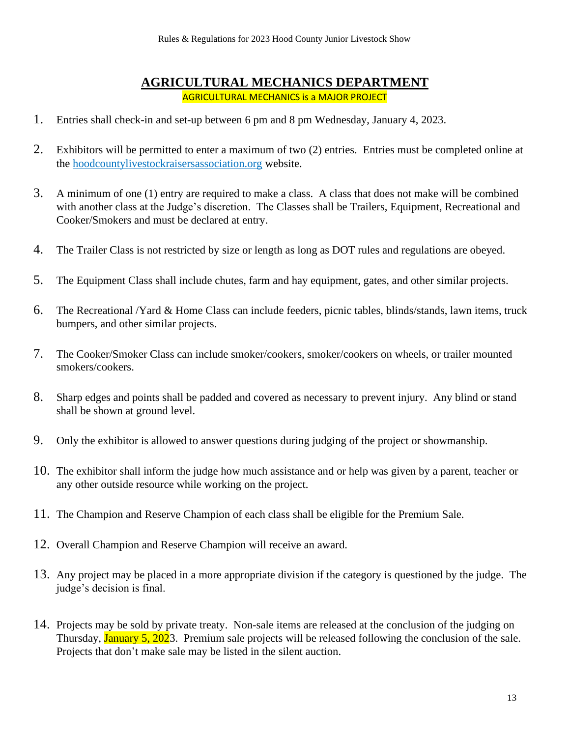## AGRICULTURAL MECHANICS DEPARTMENT

AGRICULTURAL MECHANICS is a MAJOR PROJECT

1. Entries shall check-in and set-up between 6 pm and 8 pm Wednesday, January 4, 2023.

2. Exhibitors will be permitted to enter a maximum of two (2) entries. Entries must be completed online at the hoodcountylivestockraisersassociation.org website.

3. A minimum of one (1) entry are required to make a class. A class that does not make will be combined with another class at the Judge's discretion. The Classes shall be Trailers, Equipment, Recreational and Cooker/Smokers and must be declared at entry.

4. The Trailer Class is not restricted by size or length as long as DOT rules and regulations are obeyed.

5. The Equipment Class shall include chutes, farm and hay equipment, gates, and other similar projects.

6. The Recreational /Yard & Home Class can include feeders, picnic tables, blinds/stands, lawn items, truck bumpers, and other similar projects.

7. The Cooker/Smoker Class can include smoker/cookers, smoker/cookers on wheels, or trailer mounted smokers/cookers.

8. Sharp edges and points shall be padded and covered as necessary to prevent injury. Any blind or stand shall be shown at ground level.

9. Only the exhibitor is allowed to answer questions during judging of the project or showmanship.

10. The exhibitor shall inform the judge how much assistance and or help was given by a parent, teacher or any other outside resource while working on the project.

11. The Champion and Reserve Champion of each class shall be eligible for the Premium Sale.

12. Overall Champion and Reserve Champion will receive an award.

13. Any project may be placed in a more appropriate division if the category is questioned by the judge. The judge's decision is final.

14. Projects may be sold by private treaty. Non-sale items are released at the conclusion of the judging on Thursday, January 5, 2023. Premium sale projects will be released following the conclusion of the sale. Projects that don't make sale may be listed in the silent auction.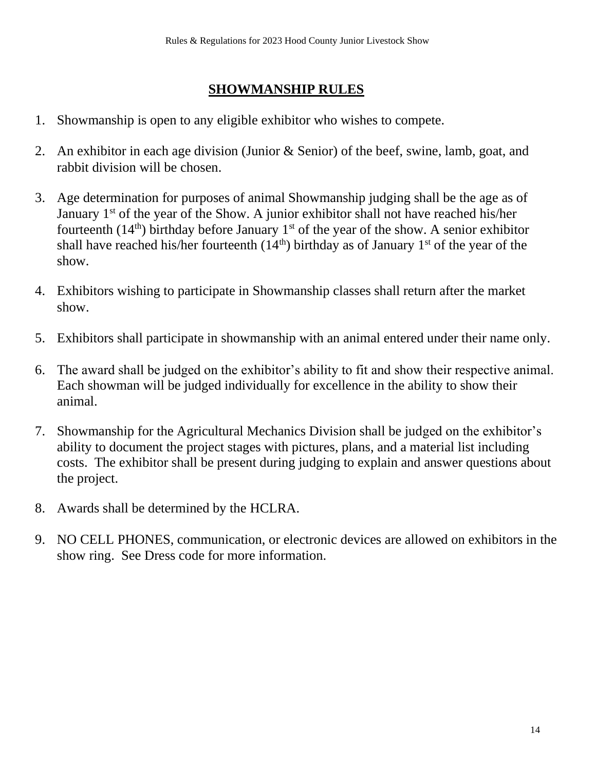## SHOWMANSHIP RULES

1. Showmanship is open to any eligible exhibitor who wishes to compete.

2. An exhibitor in each age division (Junior & Senior) of the beef, swine, lamb, goat, and rabbit division will be chosen.

3. Age determination for purposes of animal Showmanship judging shall be the age as of January 1st of the year of the Show. A junior exhibitor shall not have reached his/her fourteenth (14th) birthday before January 1st of the year of the show. A senior exhibitor shall have reached his/her fourteenth (14th) birthday as of January 1st of the year of the show.

4. Exhibitors wishing to participate in Showmanship classes shall return after the market show.

5. Exhibitors shall participate in showmanship with an animal entered under their name only.

6. The award shall be judged on the exhibitor's ability to fit and show their respective animal. Each showman will be judged individually for excellence in the ability to show their animal.

7. Showmanship for the Agricultural Mechanics Division shall be judged on the exhibitor's ability to document the project stages with pictures, plans, and a material list including costs. The exhibitor shall be present during judging to explain and answer questions about the project.

8. Awards shall be determined by the HCLRA.

9. NO CELL PHONES, communication, or electronic devices are allowed on exhibitors in the show ring. See Dress code for more information.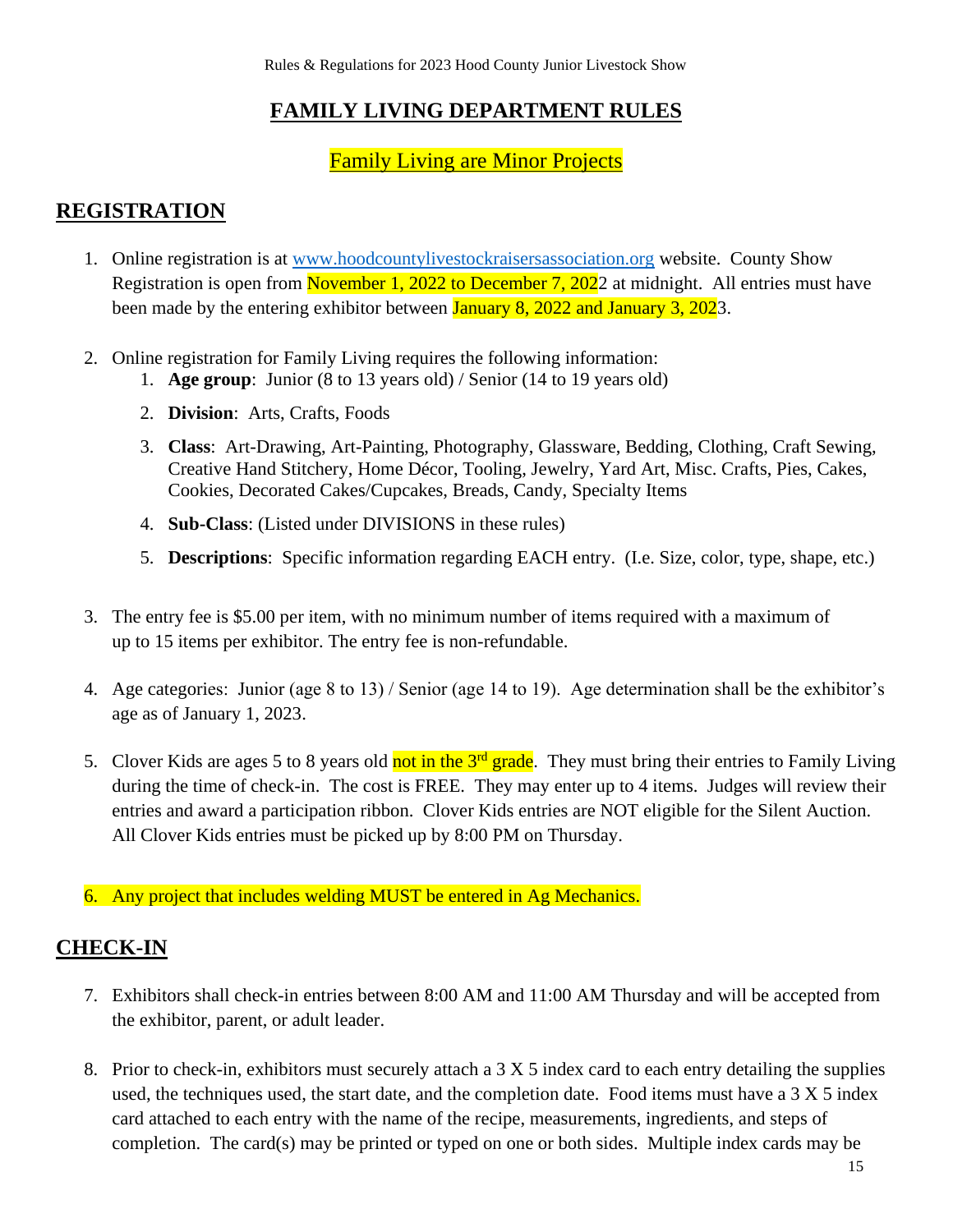# FAMILY LIVING DEPARTMENT RULES

## Family Living are Minor Projects

## REGISTRATION

1. Online registration is at www.hoodcountylivestockraisersassociation.org website. County Show Registration is open from November 1, 2022 to December 7, 2022 at midnight. All entries must have been made by the entering exhibitor between January 8, 2022 and January 3, 2023.

2. Online registration for Family Living requires the following information:
   1. **Age group**: Junior (8 to 13 years old) / Senior (14 to 19 years old)
   2. **Division**: Arts, Crafts, Foods
   3. **Class**: Art-Drawing, Art-Painting, Photography, Glassware, Bedding, Clothing, Craft Sewing, Creative Hand Stitchery, Home Décor, Tooling, Jewelry, Yard Art, Misc. Crafts, Pies, Cakes, Cookies, Decorated Cakes/Cupcakes, Breads, Candy, Specialty Items
   4. **Sub-Class**: (Listed under DIVISIONS in these rules)
   5. **Descriptions**: Specific information regarding EACH entry. (I.e. Size, color, type, shape, etc.)

3. The entry fee is $5.00 per item, with no minimum number of items required with a maximum of up to 15 items per exhibitor. The entry fee is non-refundable.

4. Age categories: Junior (age 8 to 13) / Senior (age 14 to 19). Age determination shall be the exhibitor's age as of January 1, 2023.

5. Clover Kids are ages 5 to 8 years old not in the 3rd grade. They must bring their entries to Family Living during the time of check-in. The cost is FREE. They may enter up to 4 items. Judges will review their entries and award a participation ribbon. Clover Kids entries are NOT eligible for the Silent Auction. All Clover Kids entries must be picked up by 8:00 PM on Thursday.

6. Any project that includes welding MUST be entered in Ag Mechanics.

## CHECK-IN

7. Exhibitors shall check-in entries between 8:00 AM and 11:00 AM Thursday and will be accepted from the exhibitor, parent, or adult leader.

8. Prior to check-in, exhibitors must securely attach a 3 X 5 index card to each entry detailing the supplies used, the techniques used, the start date, and the completion date. Food items must have a 3 X 5 index card attached to each entry with the name of the recipe, measurements, ingredients, and steps of completion. The card(s) may be printed or typed on one or both sides. Multiple index cards may be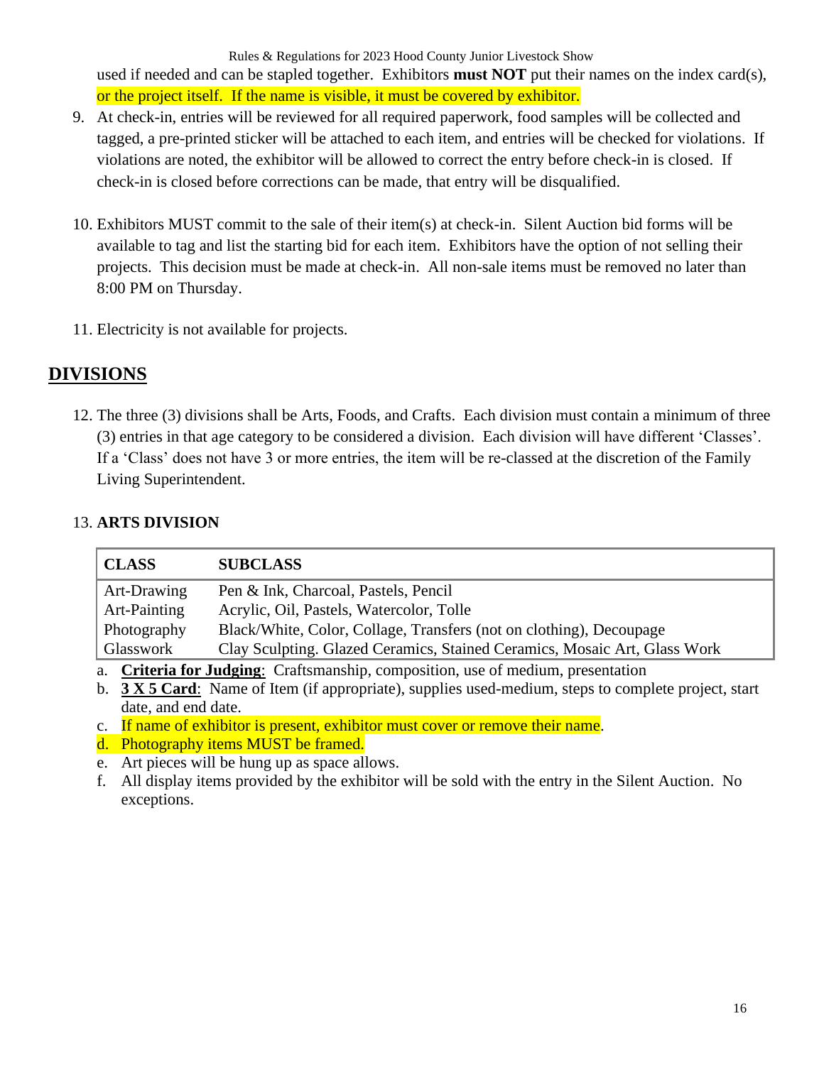used if needed and can be stapled together. Exhibitors **must NOT** put their names on the index card(s), or the project itself. If the name is visible, it must be covered by exhibitor.

9. At check-in, entries will be reviewed for all required paperwork, food samples will be collected and tagged, a pre-printed sticker will be attached to each item, and entries will be checked for violations. If violations are noted, the exhibitor will be allowed to correct the entry before check-in is closed. If check-in is closed before corrections can be made, that entry will be disqualified.

10. Exhibitors MUST commit to the sale of their item(s) at check-in. Silent Auction bid forms will be available to tag and list the starting bid for each item. Exhibitors have the option of not selling their projects. This decision must be made at check-in. All non-sale items must be removed no later than 8:00 PM on Thursday.

11. Electricity is not available for projects.

## DIVISIONS

12. The three (3) divisions shall be Arts, Foods, and Crafts. Each division must contain a minimum of three (3) entries in that age category to be considered a division. Each division will have different 'Classes'. If a 'Class' does not have 3 or more entries, the item will be re-classed at the discretion of the Family Living Superintendent.

13. **ARTS DIVISION**

| CLASS | SUBCLASS |
|---|---|
| Art-Drawing | Pen & Ink, Charcoal, Pastels, Pencil |
| Art-Painting | Acrylic, Oil, Pastels, Watercolor, Tolle |
| Photography | Black/White, Color, Collage, Transfers (not on clothing), Decoupage |
| Glasswork | Clay Sculpting. Glazed Ceramics, Stained Ceramics, Mosaic Art, Glass Work |

a. **Criteria for Judging**: Craftsmanship, composition, use of medium, presentation
b. **3 X 5 Card**: Name of Item (if appropriate), supplies used-medium, steps to complete project, start date, and end date.
c. If name of exhibitor is present, exhibitor must cover or remove their name.
d. Photography items MUST be framed.
e. Art pieces will be hung up as space allows.
f. All display items provided by the exhibitor will be sold with the entry in the Silent Auction. No exceptions.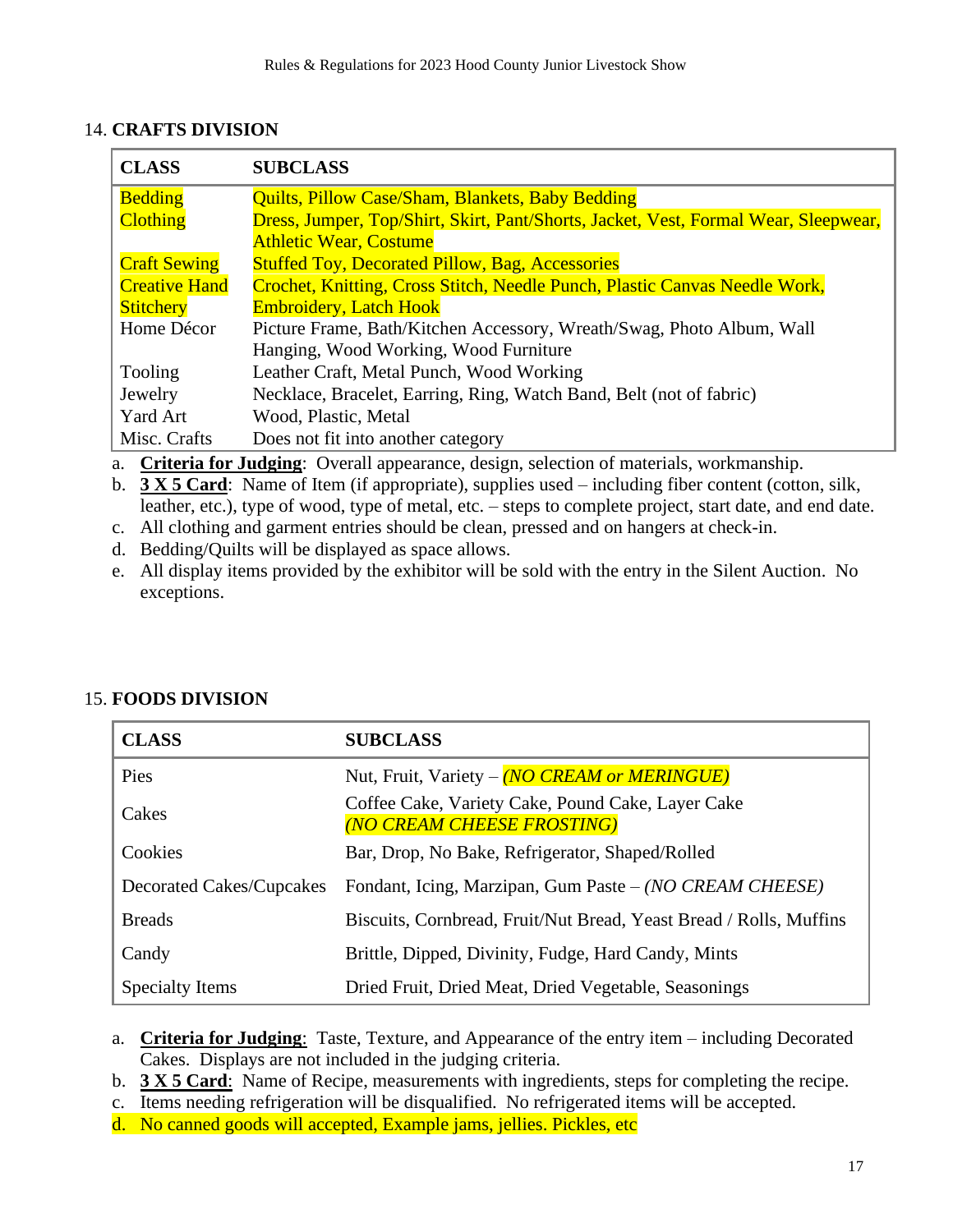14. **CRAFTS DIVISION**

| CLASS | SUBCLASS |
|---|---|
| Bedding | Quilts, Pillow Case/Sham, Blankets, Baby Bedding |
| Clothing | Dress, Jumper, Top/Shirt, Skirt, Pant/Shorts, Jacket, Vest, Formal Wear, Sleepwear, Athletic Wear, Costume |
| Craft Sewing | Stuffed Toy, Decorated Pillow, Bag, Accessories |
| Creative Hand Stitchery | Crochet, Knitting, Cross Stitch, Needle Punch, Plastic Canvas Needle Work, Embroidery, Latch Hook |
| Home Décor | Picture Frame, Bath/Kitchen Accessory, Wreath/Swag, Photo Album, Wall Hanging, Wood Working, Wood Furniture |
| Tooling | Leather Craft, Metal Punch, Wood Working |
| Jewelry | Necklace, Bracelet, Earring, Ring, Watch Band, Belt (not of fabric) |
| Yard Art | Wood, Plastic, Metal |
| Misc. Crafts | Does not fit into another category |

a. **Criteria for Judging**: Overall appearance, design, selection of materials, workmanship.
b. **3 X 5 Card**: Name of Item (if appropriate), supplies used – including fiber content (cotton, silk, leather, etc.), type of wood, type of metal, etc. – steps to complete project, start date, and end date.
c. All clothing and garment entries should be clean, pressed and on hangers at check-in.
d. Bedding/Quilts will be displayed as space allows.
e. All display items provided by the exhibitor will be sold with the entry in the Silent Auction. No exceptions.

15. **FOODS DIVISION**

| CLASS | SUBCLASS |
|---|---|
| Pies | Nut, Fruit, Variety – *(NO CREAM or MERINGUE)* |
| Cakes | Coffee Cake, Variety Cake, Pound Cake, Layer Cake *(NO CREAM CHEESE FROSTING)* |
| Cookies | Bar, Drop, No Bake, Refrigerator, Shaped/Rolled |
| Decorated Cakes/Cupcakes | Fondant, Icing, Marzipan, Gum Paste – *(NO CREAM CHEESE)* |
| Breads | Biscuits, Cornbread, Fruit/Nut Bread, Yeast Bread / Rolls, Muffins |
| Candy | Brittle, Dipped, Divinity, Fudge, Hard Candy, Mints |
| Specialty Items | Dried Fruit, Dried Meat, Dried Vegetable, Seasonings |

a. **Criteria for Judging**: Taste, Texture, and Appearance of the entry item – including Decorated Cakes. Displays are not included in the judging criteria.
b. **3 X 5 Card**: Name of Recipe, measurements with ingredients, steps for completing the recipe.
c. Items needing refrigeration will be disqualified. No refrigerated items will be accepted.
d. No canned goods will accepted, Example jams, jellies. Pickles, etc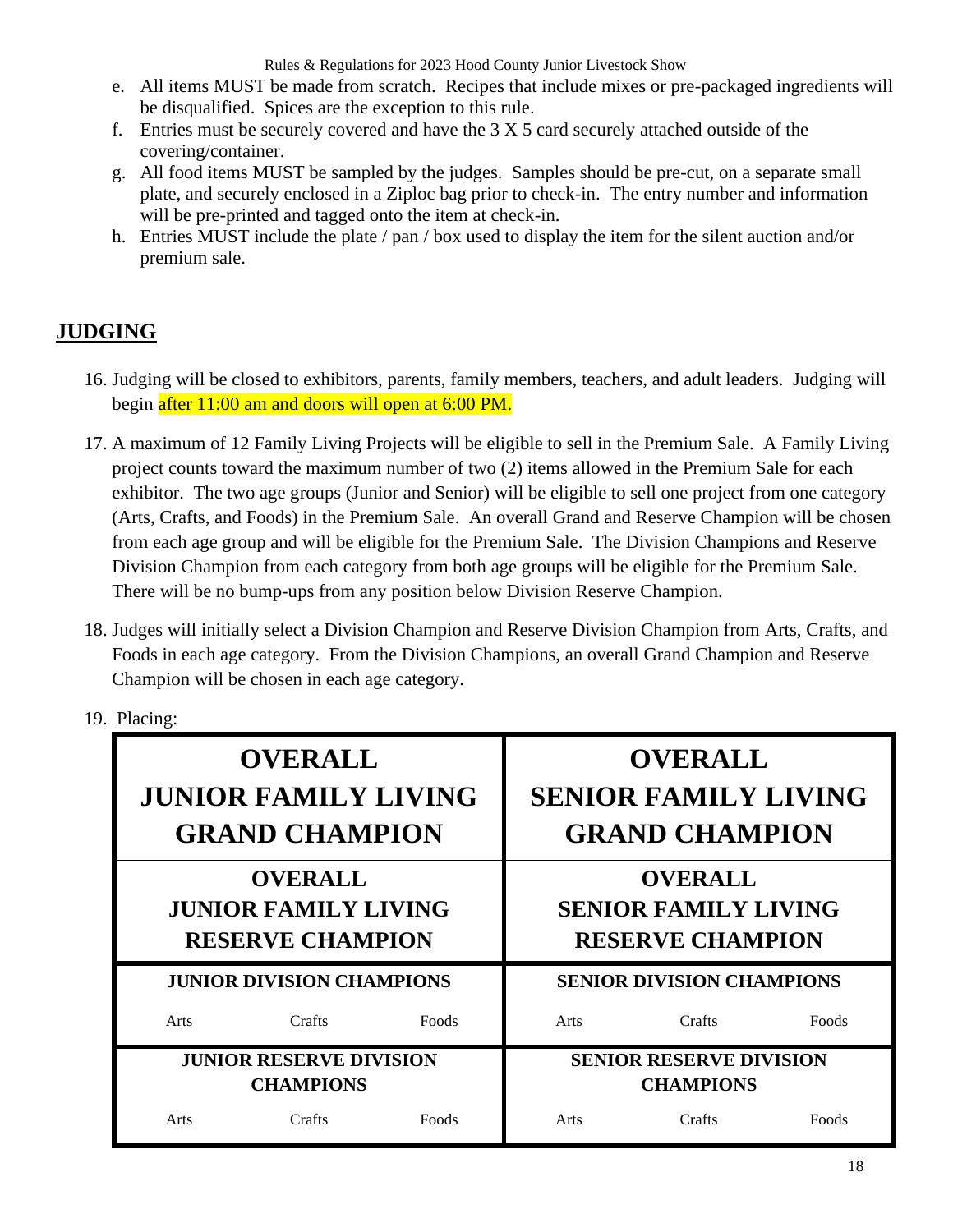e. All items MUST be made from scratch. Recipes that include mixes or pre-packaged ingredients will be disqualified. Spices are the exception to this rule.
f. Entries must be securely covered and have the 3 X 5 card securely attached outside of the covering/container.
g. All food items MUST be sampled by the judges. Samples should be pre-cut, on a separate small plate, and securely enclosed in a Ziploc bag prior to check-in. The entry number and information will be pre-printed and tagged onto the item at check-in.
h. Entries MUST include the plate / pan / box used to display the item for the silent auction and/or premium sale.

## JUDGING

16. Judging will be closed to exhibitors, parents, family members, teachers, and adult leaders. Judging will begin after 11:00 am and doors will open at 6:00 PM.

17. A maximum of 12 Family Living Projects will be eligible to sell in the Premium Sale. A Family Living project counts toward the maximum number of two (2) items allowed in the Premium Sale for each exhibitor. The two age groups (Junior and Senior) will be eligible to sell one project from one category (Arts, Crafts, and Foods) in the Premium Sale. An overall Grand and Reserve Champion will be chosen from each age group and will be eligible for the Premium Sale. The Division Champions and Reserve Division Champion from each category from both age groups will be eligible for the Premium Sale. There will be no bump-ups from any position below Division Reserve Champion.

18. Judges will initially select a Division Champion and Reserve Division Champion from Arts, Crafts, and Foods in each age category. From the Division Champions, an overall Grand Champion and Reserve Champion will be chosen in each age category.

19. Placing:

| **OVERALL JUNIOR FAMILY LIVING GRAND CHAMPION** | | | **OVERALL SENIOR FAMILY LIVING GRAND CHAMPION** | | |
|---|---|---|---|---|---|
| **OVERALL JUNIOR FAMILY LIVING RESERVE CHAMPION** | | | **OVERALL SENIOR FAMILY LIVING RESERVE CHAMPION** | | |
| **JUNIOR DIVISION CHAMPIONS** | | | **SENIOR DIVISION CHAMPIONS** | | |
| Arts | Crafts | Foods | Arts | Crafts | Foods |
| **JUNIOR RESERVE DIVISION CHAMPIONS** | | | **SENIOR RESERVE DIVISION CHAMPIONS** | | |
| Arts | Crafts | Foods | Arts | Crafts | Foods |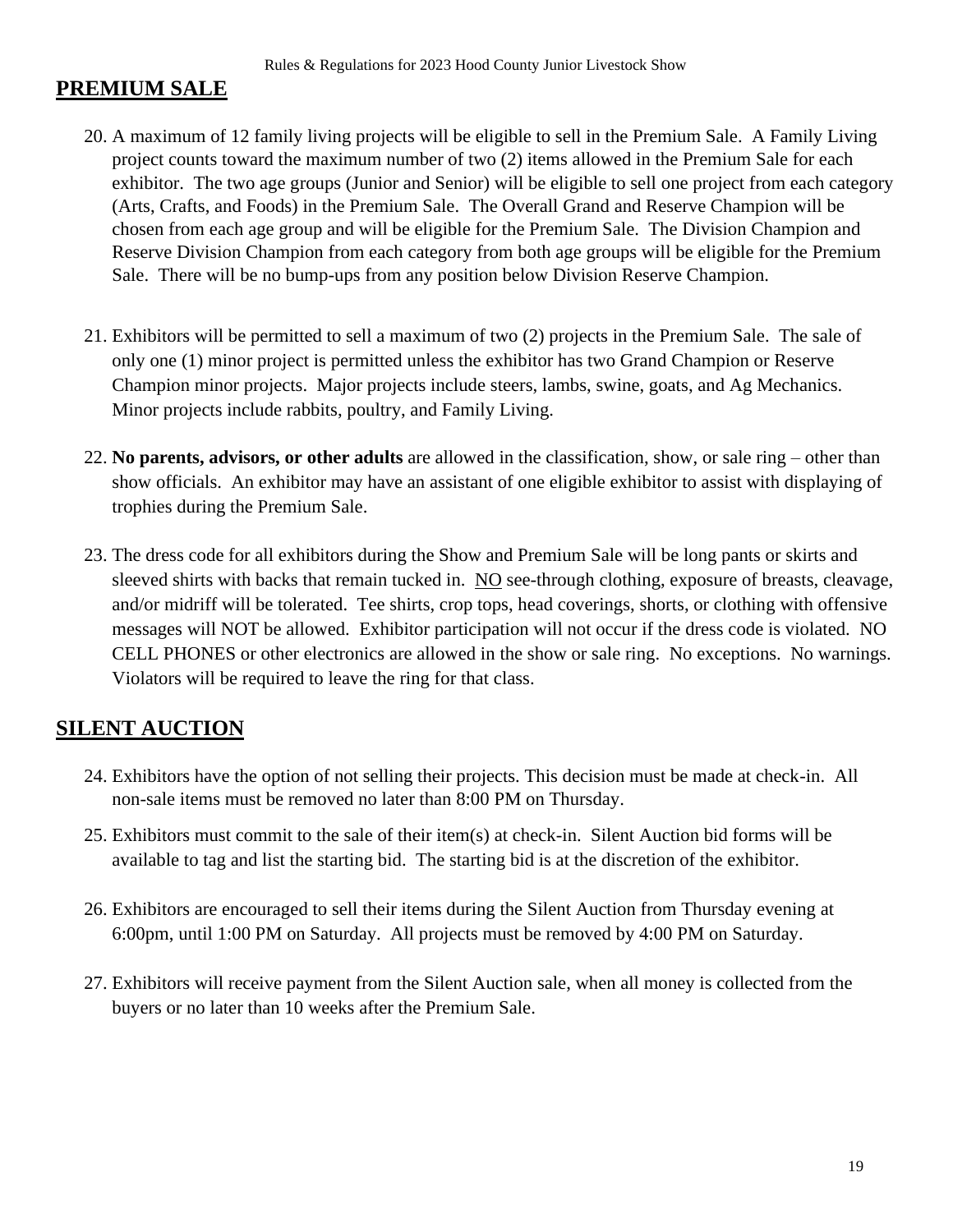## PREMIUM SALE

20. A maximum of 12 family living projects will be eligible to sell in the Premium Sale. A Family Living project counts toward the maximum number of two (2) items allowed in the Premium Sale for each exhibitor. The two age groups (Junior and Senior) will be eligible to sell one project from each category (Arts, Crafts, and Foods) in the Premium Sale. The Overall Grand and Reserve Champion will be chosen from each age group and will be eligible for the Premium Sale. The Division Champion and Reserve Division Champion from each category from both age groups will be eligible for the Premium Sale. There will be no bump-ups from any position below Division Reserve Champion.

21. Exhibitors will be permitted to sell a maximum of two (2) projects in the Premium Sale. The sale of only one (1) minor project is permitted unless the exhibitor has two Grand Champion or Reserve Champion minor projects. Major projects include steers, lambs, swine, goats, and Ag Mechanics. Minor projects include rabbits, poultry, and Family Living.

22. **No parents, advisors, or other adults** are allowed in the classification, show, or sale ring – other than show officials. An exhibitor may have an assistant of one eligible exhibitor to assist with displaying of trophies during the Premium Sale.

23. The dress code for all exhibitors during the Show and Premium Sale will be long pants or skirts and sleeved shirts with backs that remain tucked in. <u>NO</u> see-through clothing, exposure of breasts, cleavage, and/or midriff will be tolerated. Tee shirts, crop tops, head coverings, shorts, or clothing with offensive messages will NOT be allowed. Exhibitor participation will not occur if the dress code is violated. NO CELL PHONES or other electronics are allowed in the show or sale ring. No exceptions. No warnings. Violators will be required to leave the ring for that class.

## SILENT AUCTION

24. Exhibitors have the option of not selling their projects. This decision must be made at check-in. All non-sale items must be removed no later than 8:00 PM on Thursday.

25. Exhibitors must commit to the sale of their item(s) at check-in. Silent Auction bid forms will be available to tag and list the starting bid. The starting bid is at the discretion of the exhibitor.

26. Exhibitors are encouraged to sell their items during the Silent Auction from Thursday evening at 6:00pm, until 1:00 PM on Saturday. All projects must be removed by 4:00 PM on Saturday.

27. Exhibitors will receive payment from the Silent Auction sale, when all money is collected from the buyers or no later than 10 weeks after the Premium Sale.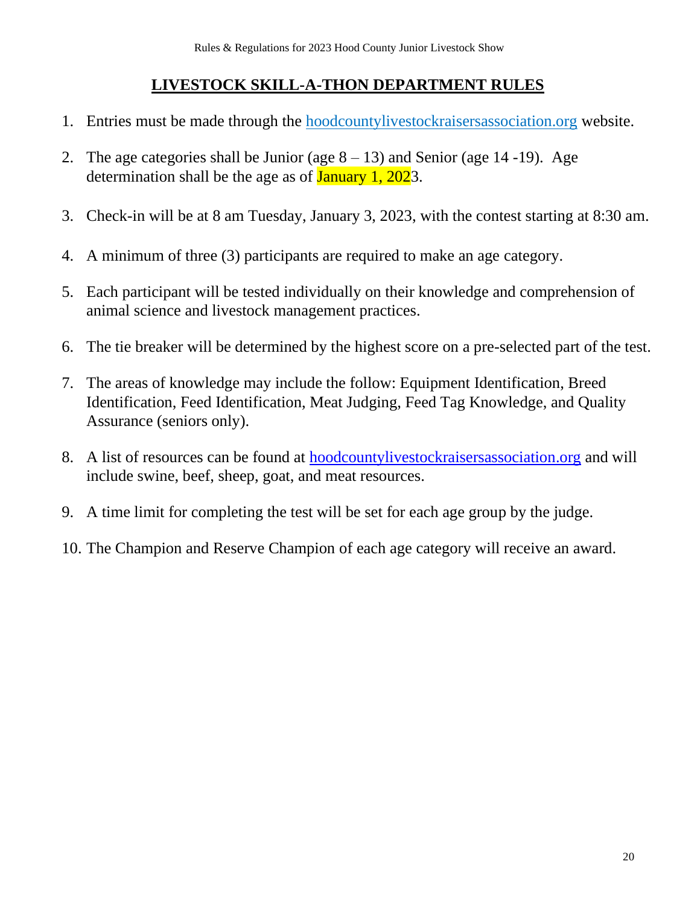# LIVESTOCK SKILL-A-THON DEPARTMENT RULES

1. Entries must be made through the [hoodcountylivestockraisersassociation.org](hoodcountylivestockraisersassociation.org) website.

2. The age categories shall be Junior (age 8 – 13) and Senior (age 14 -19). Age determination shall be the age as of January 1, 2023.

3. Check-in will be at 8 am Tuesday, January 3, 2023, with the contest starting at 8:30 am.

4. A minimum of three (3) participants are required to make an age category.

5. Each participant will be tested individually on their knowledge and comprehension of animal science and livestock management practices.

6. The tie breaker will be determined by the highest score on a pre-selected part of the test.

7. The areas of knowledge may include the follow: Equipment Identification, Breed Identification, Feed Identification, Meat Judging, Feed Tag Knowledge, and Quality Assurance (seniors only).

8. A list of resources can be found at [hoodcountylivestockraisersassociation.org](hoodcountylivestockraisersassociation.org) and will include swine, beef, sheep, goat, and meat resources.

9. A time limit for completing the test will be set for each age group by the judge.

10. The Champion and Reserve Champion of each age category will receive an award.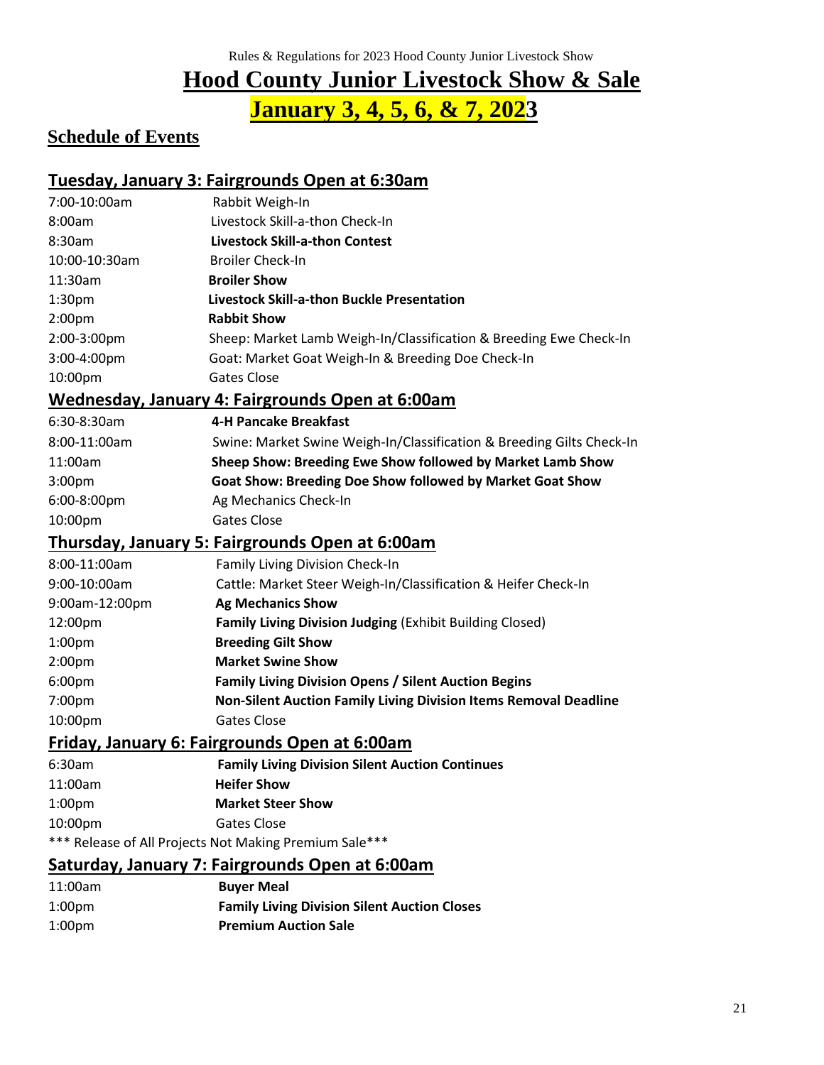# Hood County Junior Livestock Show & Sale

## January 3, 4, 5, 6, & 7, 2023

## Schedule of Events

### Tuesday, January 3: Fairgrounds Open at 6:30am

| | |
|---|---|
| 7:00-10:00am | Rabbit Weigh-In |
| 8:00am | Livestock Skill-a-thon Check-In |
| 8:30am | **Livestock Skill-a-thon Contest** |
| 10:00-10:30am | Broiler Check-In |
| 11:30am | **Broiler Show** |
| 1:30pm | **Livestock Skill-a-thon Buckle Presentation** |
| 2:00pm | **Rabbit Show** |
| 2:00-3:00pm | Sheep: Market Lamb Weigh-In/Classification & Breeding Ewe Check-In |
| 3:00-4:00pm | Goat: Market Goat Weigh-In & Breeding Doe Check-In |
| 10:00pm | Gates Close |

### Wednesday, January 4: Fairgrounds Open at 6:00am

| | |
|---|---|
| 6:30-8:30am | **4-H Pancake Breakfast** |
| 8:00-11:00am | Swine: Market Swine Weigh-In/Classification & Breeding Gilts Check-In |
| 11:00am | **Sheep Show: Breeding Ewe Show followed by Market Lamb Show** |
| 3:00pm | **Goat Show: Breeding Doe Show followed by Market Goat Show** |
| 6:00-8:00pm | Ag Mechanics Check-In |
| 10:00pm | Gates Close |

### Thursday, January 5: Fairgrounds Open at 6:00am

| | |
|---|---|
| 8:00-11:00am | Family Living Division Check-In |
| 9:00-10:00am | Cattle: Market Steer Weigh-In/Classification & Heifer Check-In |
| 9:00am-12:00pm | **Ag Mechanics Show** |
| 12:00pm | **Family Living Division Judging** (Exhibit Building Closed) |
| 1:00pm | **Breeding Gilt Show** |
| 2:00pm | **Market Swine Show** |
| 6:00pm | **Family Living Division Opens / Silent Auction Begins** |
| 7:00pm | **Non-Silent Auction Family Living Division Items Removal Deadline** |
| 10:00pm | Gates Close |

### Friday, January 6: Fairgrounds Open at 6:00am

| | |
|---|---|
| 6:30am | **Family Living Division Silent Auction Continues** |
| 11:00am | **Heifer Show** |
| 1:00pm | **Market Steer Show** |
| 10:00pm | Gates Close |

*** Release of All Projects Not Making Premium Sale***

### Saturday, January 7: Fairgrounds Open at 6:00am

| | |
|---|---|
| 11:00am | **Buyer Meal** |
| 1:00pm | **Family Living Division Silent Auction Closes** |
| 1:00pm | **Premium Auction Sale** |